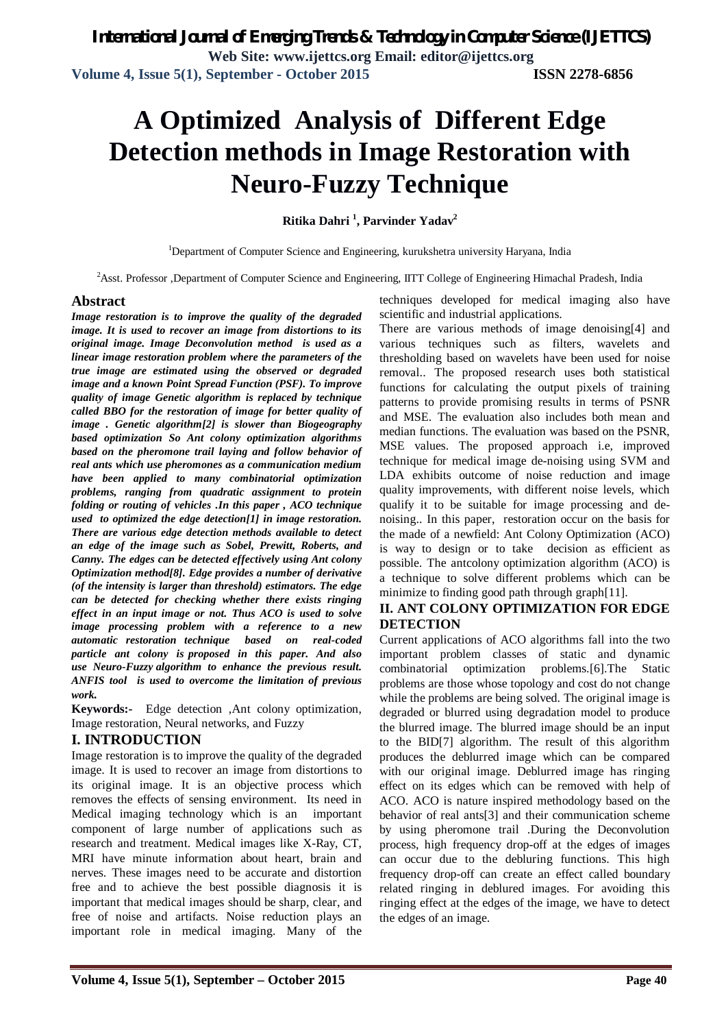# A Optimized Analysis of Different Edge Detection methods in Image Restoration with Neuro-Fuzzy Technique

**Ritika Dahri [1], Parvinder Yadav[2]**

[1]Department of Computer Science and Engineering, kurukshetra university Haryana, India

[2]Asst. Professor ,Department of Computer Science and Engineering, IITT College of Engineering Himachal Pradesh, India

## Abstract

***Image restoration is to improve the quality of the degraded image. It is used to recover an image from distortions to its original image. Image Deconvolution method is used as a linear image restoration problem where the parameters of the true image are estimated using the observed or degraded image and a known Point Spread Function (PSF). To improve quality of image Genetic algorithm is replaced by technique called BBO for the restoration of image for better quality of image . Genetic algorithm[2] is slower than Biogeography based optimization So Ant colony optimization algorithms based on the pheromone trail laying and follow behavior of real ants which use pheromones as a communication medium have been applied to many combinatorial optimization problems, ranging from quadratic assignment to protein folding or routing of vehicles .In this paper , ACO technique used to optimized the edge detection[1] in image restoration. There are various edge detection methods available to detect an edge of the image such as Sobel, Prewitt, Roberts, and Canny. The edges can be detected effectively using Ant colony Optimization method[8]. Edge provides a number of derivative (of the intensity is larger than threshold) estimators. The edge can be detected for checking whether there exists ringing effect in an input image or not. Thus ACO is used to solve image processing problem with a reference to a new automatic restoration technique based on real-coded particle ant colony is proposed in this paper. And also use Neuro-Fuzzy algorithm to enhance the previous result. ANFIS tool is used to overcome the limitation of previous work.***

**Keywords:-** Edge detection ,Ant colony optimization, Image restoration, Neural networks, and Fuzzy

## I. INTRODUCTION

Image restoration is to improve the quality of the degraded image. It is used to recover an image from distortions to its original image. It is an objective process which removes the effects of sensing environment. Its need in Medical imaging technology which is an important component of large number of applications such as research and treatment. Medical images like X-Ray, CT, MRI have minute information about heart, brain and nerves. These images need to be accurate and distortion free and to achieve the best possible diagnosis it is important that medical images should be sharp, clear, and free of noise and artifacts. Noise reduction plays an important role in medical imaging. Many of the techniques developed for medical imaging also have scientific and industrial applications.

There are various methods of image denoising[4] and various techniques such as filters, wavelets and thresholding based on wavelets have been used for noise removal.. The proposed research uses both statistical functions for calculating the output pixels of training patterns to provide promising results in terms of PSNR and MSE. The evaluation also includes both mean and median functions. The evaluation was based on the PSNR, MSE values. The proposed approach i.e, improved technique for medical image de-noising using SVM and LDA exhibits outcome of noise reduction and image quality improvements, with different noise levels, which qualify it to be suitable for image processing and de-noising.. In this paper, restoration occur on the basis for the made of a newfield: Ant Colony Optimization (ACO) is way to design or to take decision as efficient as possible. The antcolony optimization algorithm (ACO) is a technique to solve different problems which can be minimize to finding good path through graph[11].

## II. ANT COLONY OPTIMIZATION FOR EDGE DETECTION

Current applications of ACO algorithms fall into the two important problem classes of static and dynamic combinatorial optimization problems.[6].The Static problems are those whose topology and cost do not change while the problems are being solved. The original image is degraded or blurred using degradation model to produce the blurred image. The blurred image should be an input to the BID[7] algorithm. The result of this algorithm produces the deblurred image which can be compared with our original image. Deblurred image has ringing effect on its edges which can be removed with help of ACO. ACO is nature inspired methodology based on the behavior of real ants[3] and their communication scheme by using pheromone trail .During the Deconvolution process, high frequency drop-off at the edges of images can occur due to the debluring functions. This high frequency drop-off can create an effect called boundary related ringing in deblured images. For avoiding this ringing effect at the edges of the image, we have to detect the edges of an image.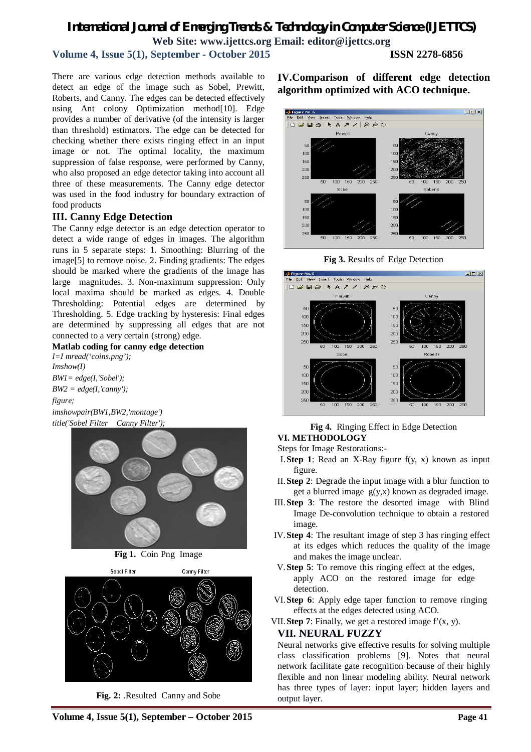There are various edge detection methods available to detect an edge of the image such as Sobel, Prewitt, Roberts, and Canny. The edges can be detected effectively using Ant colony Optimization method[10]. Edge provides a number of derivative (of the intensity is larger than threshold) estimators. The edge can be detected for checking whether there exists ringing effect in an input image or not. The optimal locality, the maximum suppression of false response, were performed by Canny, who also proposed an edge detector taking into account all three of these measurements. The Canny edge detector was used in the food industry for boundary extraction of food products

## III. Canny Edge Detection

The Canny edge detector is an edge detection operator to detect a wide range of edges in images. The algorithm runs in 5 separate steps: 1. Smoothing: Blurring of the image[5] to remove noise. 2. Finding gradients: The edges should be marked where the gradients of the image has large magnitudes. 3. Non-maximum suppression: Only local maxima should be marked as edges. 4. Double Thresholding: Potential edges are determined by Thresholding. 5. Edge tracking by hysteresis: Final edges are determined by suppressing all edges that are not connected to a very certain (strong) edge.

**Matlab coding for canny edge detection**

```
I=I mread('coins.png');
Imshow(I)
BW1= edge(I,'Sobel');
BW2 = edge(I,'canny');
figure;
imshowpair(BW1,BW2,'montage')
title('Sobel Filter   Canny Filter');
```

**Fig 1.** Coin Png Image

**Fig. 2:** .Resulted Canny and Sobe

## IV.Comparison of different edge detection algorithm optimized with ACO technique.

**Fig 3.** Results of Edge Detection

**Fig 4.** Ringing Effect in Edge Detection

## VI. METHODOLOGY

Steps for Image Restorations:-

I. **Step 1**: Read an X-Ray figure f(y, x) known as input figure.
II. **Step 2**: Degrade the input image with a blur function to get a blurred image g(y,x) known as degraded image.
III. **Step 3**: The restore the desorted image with Blind Image De-convolution technique to obtain a restored image.
IV. **Step 4**: The resultant image of step 3 has ringing effect at its edges which reduces the quality of the image and makes the image unclear.
V. **Step 5**: To remove this ringing effect at the edges, apply ACO on the restored image for edge detection.
VI. **Step 6**: Apply edge taper function to remove ringing effects at the edges detected using ACO.
VII. **Step 7**: Finally, we get a restored image f'(x, y).

## VII. NEURAL FUZZY

Neural networks give effective results for solving multiple class classification problems [9]. Notes that neural network facilitate gate recognition because of their highly flexible and non linear modeling ability. Neural network has three types of layer: input layer; hidden layers and output layer.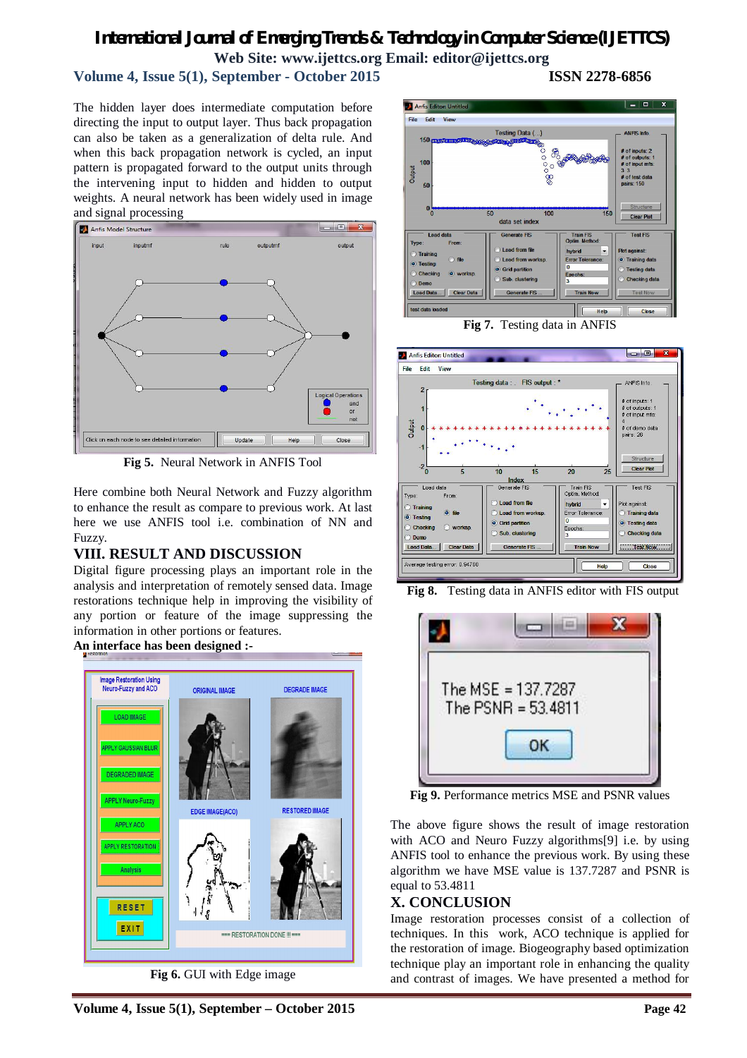The hidden layer does intermediate computation before directing the input to output layer. Thus back propagation can also be taken as a generalization of delta rule. And when this back propagation network is cycled, an input pattern is propagated forward to the output units through the intervening input to hidden and hidden to output weights. A neural network has been widely used in image and signal processing

Fig 5. Neural Network in ANFIS Tool

Here combine both Neural Network and Fuzzy algorithm to enhance the result as compare to previous work. At last here we use ANFIS tool i.e. combination of NN and Fuzzy.

## VIII. RESULT AND DISCUSSION

Digital figure processing plays an important role in the analysis and interpretation of remotely sensed data. Image restorations technique help in improving the visibility of any portion or feature of the image suppressing the information in other portions or features.

**An interface has been designed :-**

Fig 6. GUI with Edge image

Fig 7. Testing data in ANFIS

Fig 8. Testing data in ANFIS editor with FIS output

Fig 9. Performance metrics MSE and PSNR values

The above figure shows the result of image restoration with ACO and Neuro Fuzzy algorithms[9] i.e. by using ANFIS tool to enhance the previous work. By using these algorithm we have MSE value is 137.7287 and PSNR is equal to 53.4811

## X. CONCLUSION

Image restoration processes consist of a collection of techniques. In this work, ACO technique is applied for the restoration of image. Biogeography based optimization technique play an important role in enhancing the quality and contrast of images. We have presented a method for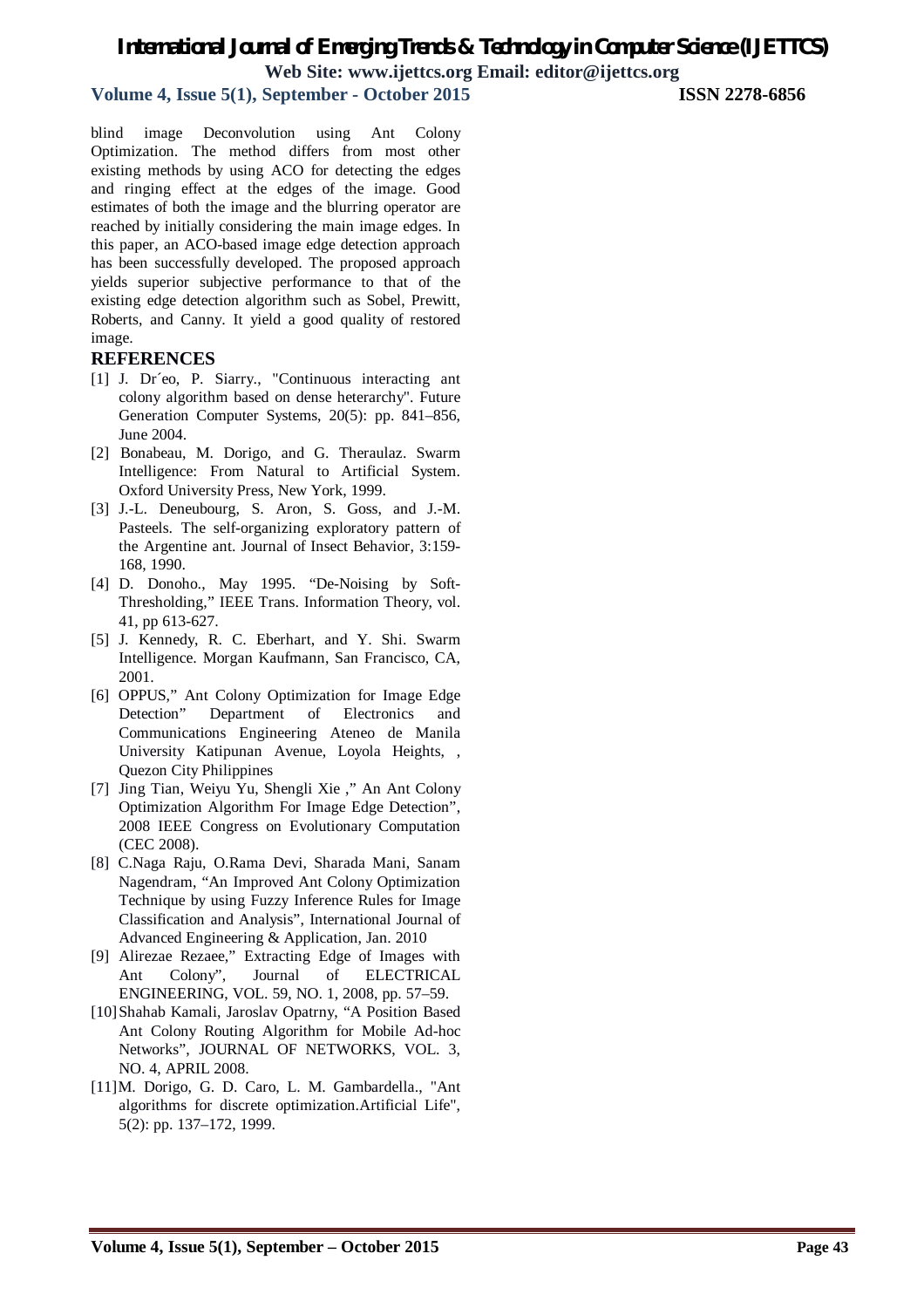blind image Deconvolution using Ant Colony Optimization. The method differs from most other existing methods by using ACO for detecting the edges and ringing effect at the edges of the image. Good estimates of both the image and the blurring operator are reached by initially considering the main image edges. In this paper, an ACO-based image edge detection approach has been successfully developed. The proposed approach yields superior subjective performance to that of the existing edge detection algorithm such as Sobel, Prewitt, Roberts, and Canny. It yield a good quality of restored image.

## REFERENCES

[1] J. Dr´eo, P. Siarry., "Continuous interacting ant colony algorithm based on dense heterarchy". Future Generation Computer Systems, 20(5): pp. 841–856, June 2004.

[2] Bonabeau, M. Dorigo, and G. Theraulaz. Swarm Intelligence: From Natural to Artificial System. Oxford University Press, New York, 1999.

[3] J.-L. Deneubourg, S. Aron, S. Goss, and J.-M. Pasteels. The self-organizing exploratory pattern of the Argentine ant. Journal of Insect Behavior, 3:159-168, 1990.

[4] D. Donoho., May 1995. "De-Noising by Soft-Thresholding," IEEE Trans. Information Theory, vol. 41, pp 613-627.

[5] J. Kennedy, R. C. Eberhart, and Y. Shi. Swarm Intelligence. Morgan Kaufmann, San Francisco, CA, 2001.

[6] OPPUS," Ant Colony Optimization for Image Edge Detection" Department of Electronics and Communications Engineering Ateneo de Manila University Katipunan Avenue, Loyola Heights, , Quezon City Philippines

[7] Jing Tian, Weiyu Yu, Shengli Xie ," An Ant Colony Optimization Algorithm For Image Edge Detection", 2008 IEEE Congress on Evolutionary Computation (CEC 2008).

[8] C.Naga Raju, O.Rama Devi, Sharada Mani, Sanam Nagendram, "An Improved Ant Colony Optimization Technique by using Fuzzy Inference Rules for Image Classification and Analysis", International Journal of Advanced Engineering & Application, Jan. 2010

[9] Alirezae Rezaee," Extracting Edge of Images with Ant Colony", Journal of ELECTRICAL ENGINEERING, VOL. 59, NO. 1, 2008, pp. 57–59.

[10] Shahab Kamali, Jaroslav Opatrny, "A Position Based Ant Colony Routing Algorithm for Mobile Ad-hoc Networks", JOURNAL OF NETWORKS, VOL. 3, NO. 4, APRIL 2008.

[11] M. Dorigo, G. D. Caro, L. M. Gambardella., "Ant algorithms for discrete optimization.Artificial Life", 5(2): pp. 137–172, 1999.